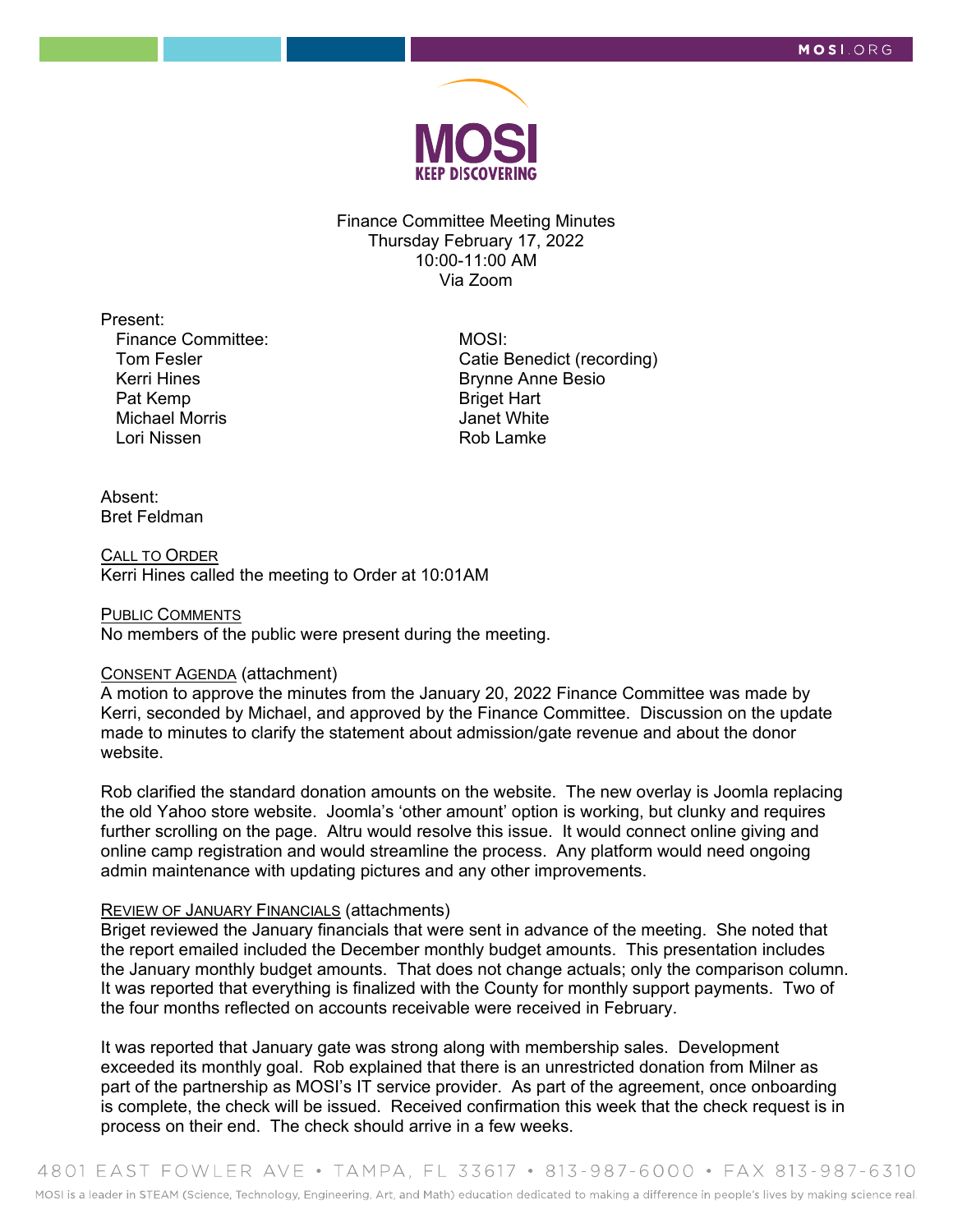Finance Committee Meeting Minutes
Thursday February 17, 2022
10:00-11:00 AM
Via Zoom

Present:

| Finance Committee: | MOSI: |
|---|---|
| Tom Fesler | Catie Benedict (recording) |
| Kerri Hines | Brynne Anne Besio |
| Pat Kemp | Briget Hart |
| Michael Morris | Janet White |
| Lori Nissen | Rob Lamke |

Absent:
Bret Feldman

CALL TO ORDER
Kerri Hines called the meeting to Order at 10:01AM

PUBLIC COMMENTS
No members of the public were present during the meeting.

CONSENT AGENDA (attachment)
A motion to approve the minutes from the January 20, 2022 Finance Committee was made by Kerri, seconded by Michael, and approved by the Finance Committee. Discussion on the update made to minutes to clarify the statement about admission/gate revenue and about the donor website.

Rob clarified the standard donation amounts on the website. The new overlay is Joomla replacing the old Yahoo store website. Joomla's 'other amount' option is working, but clunky and requires further scrolling on the page. Altru would resolve this issue. It would connect online giving and online camp registration and would streamline the process. Any platform would need ongoing admin maintenance with updating pictures and any other improvements.

REVIEW OF JANUARY FINANCIALS (attachments)
Briget reviewed the January financials that were sent in advance of the meeting. She noted that the report emailed included the December monthly budget amounts. This presentation includes the January monthly budget amounts. That does not change actuals; only the comparison column. It was reported that everything is finalized with the County for monthly support payments. Two of the four months reflected on accounts receivable were received in February.

It was reported that January gate was strong along with membership sales. Development exceeded its monthly goal. Rob explained that there is an unrestricted donation from Milner as part of the partnership as MOSI's IT service provider. As part of the agreement, once onboarding is complete, the check will be issued. Received confirmation this week that the check request is in process on their end. The check should arrive in a few weeks.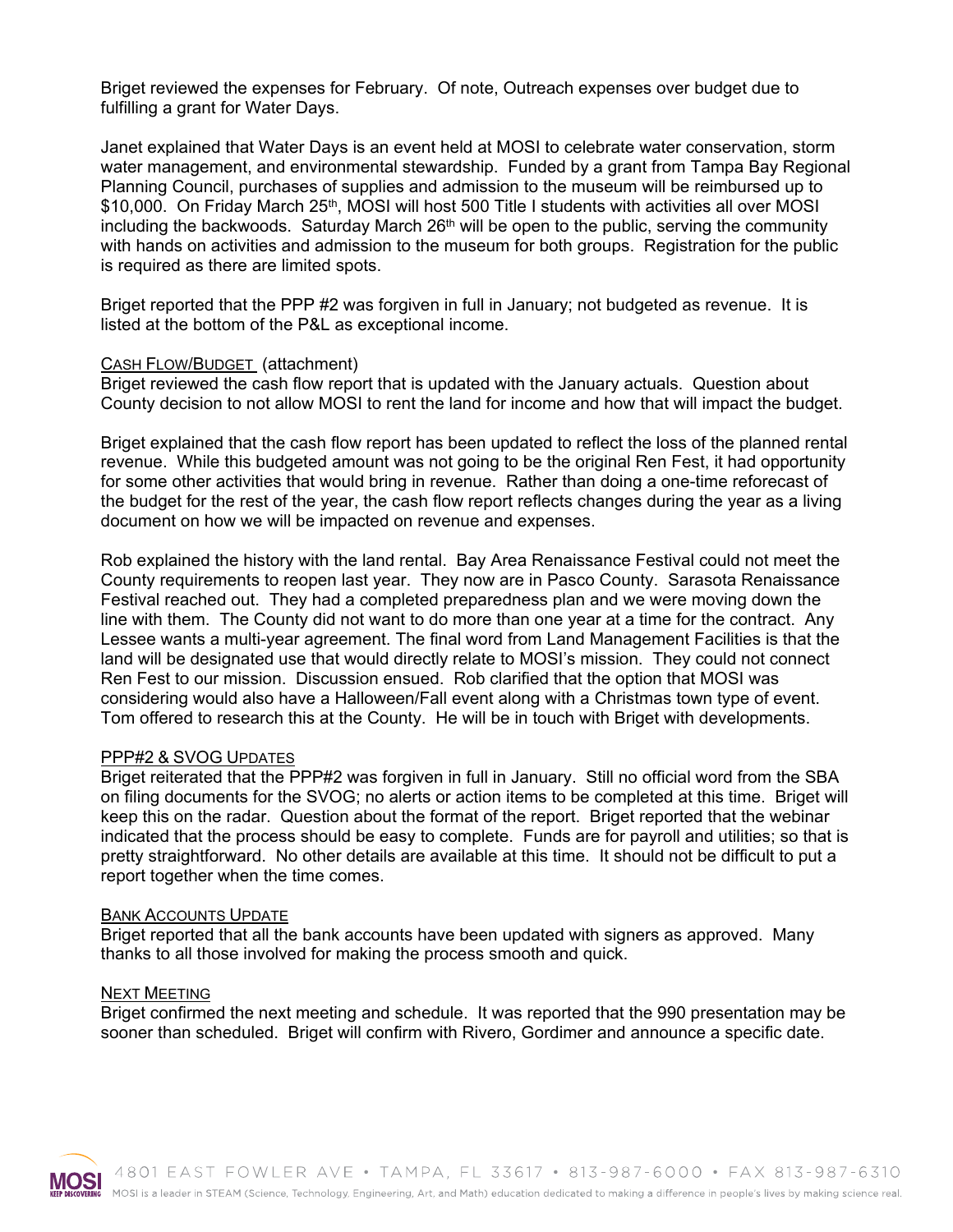Briget reviewed the expenses for February. Of note, Outreach expenses over budget due to fulfilling a grant for Water Days.

Janet explained that Water Days is an event held at MOSI to celebrate water conservation, storm water management, and environmental stewardship. Funded by a grant from Tampa Bay Regional Planning Council, purchases of supplies and admission to the museum will be reimbursed up to $10,000. On Friday March 25th, MOSI will host 500 Title I students with activities all over MOSI including the backwoods. Saturday March 26th will be open to the public, serving the community with hands on activities and admission to the museum for both groups. Registration for the public is required as there are limited spots.

Briget reported that the PPP #2 was forgiven in full in January; not budgeted as revenue. It is listed at the bottom of the P&L as exceptional income.

CASH FLOW/BUDGET (attachment)

Briget reviewed the cash flow report that is updated with the January actuals. Question about County decision to not allow MOSI to rent the land for income and how that will impact the budget.

Briget explained that the cash flow report has been updated to reflect the loss of the planned rental revenue. While this budgeted amount was not going to be the original Ren Fest, it had opportunity for some other activities that would bring in revenue. Rather than doing a one-time reforecast of the budget for the rest of the year, the cash flow report reflects changes during the year as a living document on how we will be impacted on revenue and expenses.

Rob explained the history with the land rental. Bay Area Renaissance Festival could not meet the County requirements to reopen last year. They now are in Pasco County. Sarasota Renaissance Festival reached out. They had a completed preparedness plan and we were moving down the line with them. The County did not want to do more than one year at a time for the contract. Any Lessee wants a multi-year agreement. The final word from Land Management Facilities is that the land will be designated use that would directly relate to MOSI's mission. They could not connect Ren Fest to our mission. Discussion ensued. Rob clarified that the option that MOSI was considering would also have a Halloween/Fall event along with a Christmas town type of event. Tom offered to research this at the County. He will be in touch with Briget with developments.

PPP#2 & SVOG UPDATES

Briget reiterated that the PPP#2 was forgiven in full in January. Still no official word from the SBA on filing documents for the SVOG; no alerts or action items to be completed at this time. Briget will keep this on the radar. Question about the format of the report. Briget reported that the webinar indicated that the process should be easy to complete. Funds are for payroll and utilities; so that is pretty straightforward. No other details are available at this time. It should not be difficult to put a report together when the time comes.

BANK ACCOUNTS UPDATE

Briget reported that all the bank accounts have been updated with signers as approved. Many thanks to all those involved for making the process smooth and quick.

NEXT MEETING

Briget confirmed the next meeting and schedule. It was reported that the 990 presentation may be sooner than scheduled. Briget will confirm with Rivero, Gordimer and announce a specific date.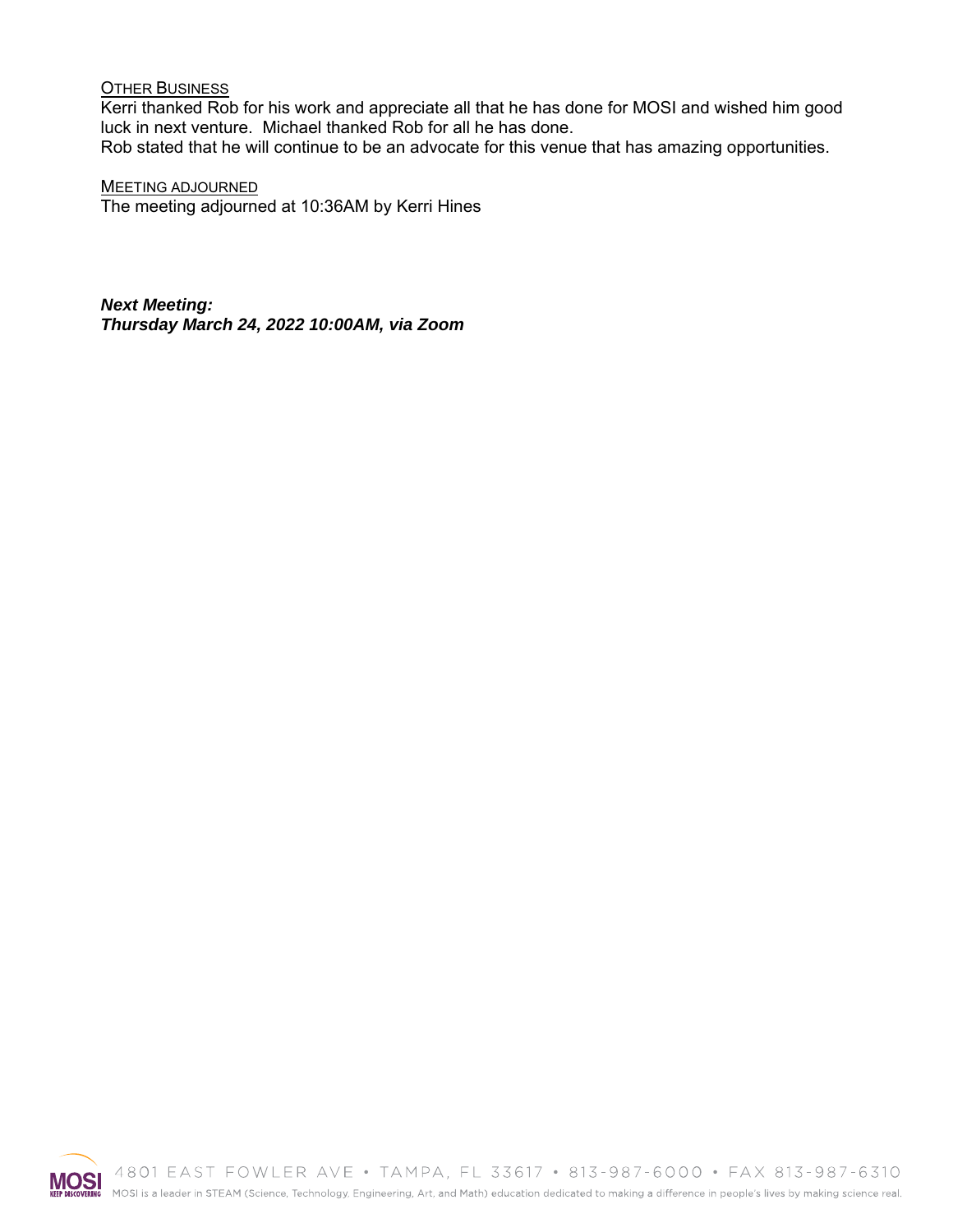Other Business

Kerri thanked Rob for his work and appreciate all that he has done for MOSI and wished him good luck in next venture. Michael thanked Rob for all he has done.
Rob stated that he will continue to be an advocate for this venue that has amazing opportunities.

Meeting adjourned

The meeting adjourned at 10:36AM by Kerri Hines

***Next Meeting:***
***Thursday March 24, 2022 10:00AM, via Zoom***